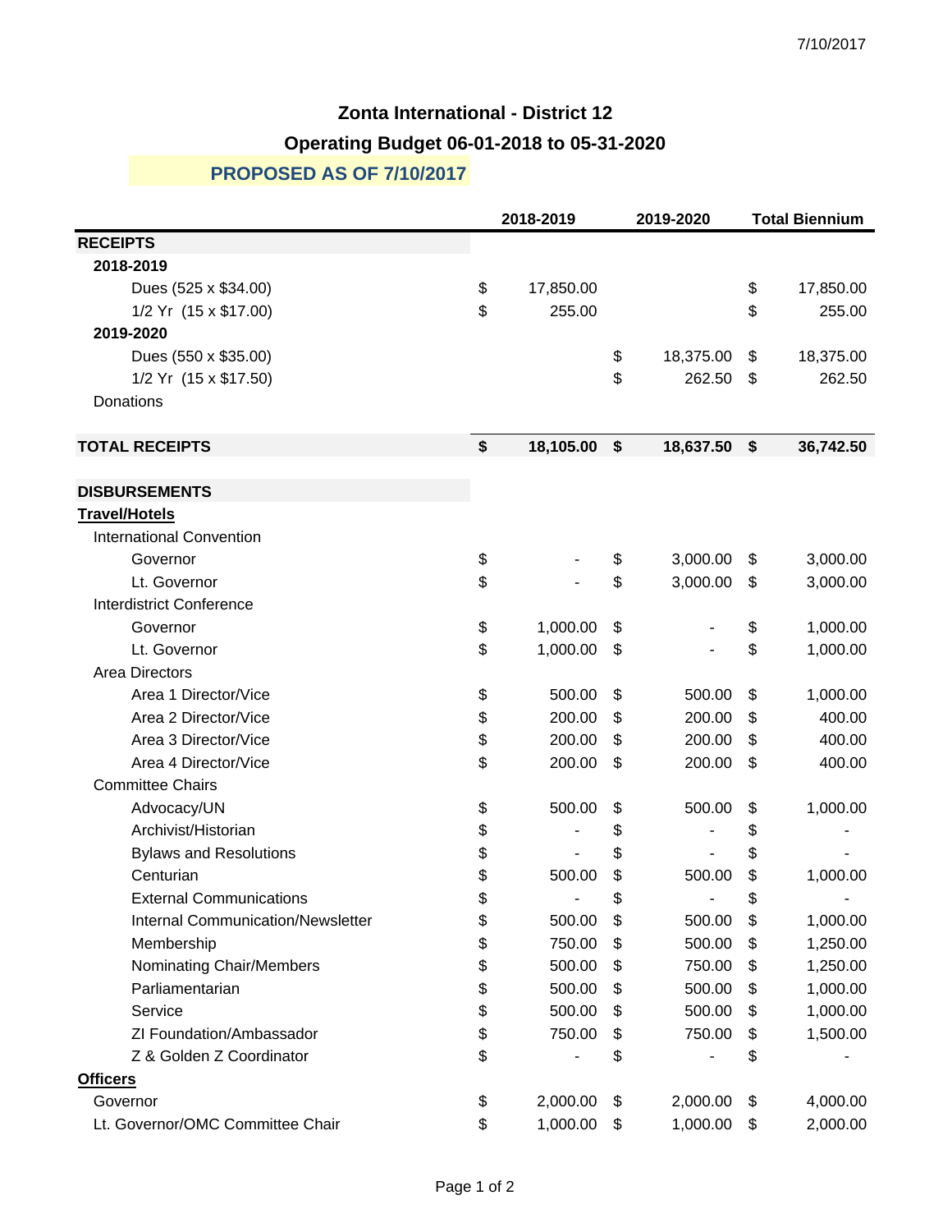7/10/2017

# Zonta International - District 12

## Operating Budget 06-01-2018 to 05-31-2020

### PROPOSED AS OF 7/10/2017

| | 2018-2019 | 2019-2020 | Total Biennium |
|---|---|---|---|
| **RECEIPTS** | | | |
| **2018-2019** | | | |
| Dues (525 x $34.00) | $ 17,850.00 | | $ 17,850.00 |
| 1/2 Yr (15 x $17.00) | $ 255.00 | | $ 255.00 |
| **2019-2020** | | | |
| Dues (550 x $35.00) | | $ 18,375.00 | $ 18,375.00 |
| 1/2 Yr (15 x $17.50) | | $ 262.50 | $ 262.50 |
| Donations | | | |
| **TOTAL RECEIPTS** | **$ 18,105.00** | **$ 18,637.50** | **$ 36,742.50** |
| **DISBURSEMENTS** | | | |
| **Travel/Hotels** | | | |
| International Convention | | | |
| Governor | $ - | $ 3,000.00 | $ 3,000.00 |
| Lt. Governor | $ - | $ 3,000.00 | $ 3,000.00 |
| Interdistrict Conference | | | |
| Governor | $ 1,000.00 | $ - | $ 1,000.00 |
| Lt. Governor | $ 1,000.00 | $ - | $ 1,000.00 |
| Area Directors | | | |
| Area 1 Director/Vice | $ 500.00 | $ 500.00 | $ 1,000.00 |
| Area 2 Director/Vice | $ 200.00 | $ 200.00 | $ 400.00 |
| Area 3 Director/Vice | $ 200.00 | $ 200.00 | $ 400.00 |
| Area 4 Director/Vice | $ 200.00 | $ 200.00 | $ 400.00 |
| Committee Chairs | | | |
| Advocacy/UN | $ 500.00 | $ 500.00 | $ 1,000.00 |
| Archivist/Historian | $ - | $ - | $ - |
| Bylaws and Resolutions | $ - | $ - | $ - |
| Centurian | $ 500.00 | $ 500.00 | $ 1,000.00 |
| External Communications | $ - | $ - | $ - |
| Internal Communication/Newsletter | $ 500.00 | $ 500.00 | $ 1,000.00 |
| Membership | $ 750.00 | $ 500.00 | $ 1,250.00 |
| Nominating Chair/Members | $ 500.00 | $ 750.00 | $ 1,250.00 |
| Parliamentarian | $ 500.00 | $ 500.00 | $ 1,000.00 |
| Service | $ 500.00 | $ 500.00 | $ 1,000.00 |
| ZI Foundation/Ambassador | $ 750.00 | $ 750.00 | $ 1,500.00 |
| Z & Golden Z Coordinator | $ - | $ - | $ - |
| **Officers** | | | |
| Governor | $ 2,000.00 | $ 2,000.00 | $ 4,000.00 |
| Lt. Governor/OMC Committee Chair | $ 1,000.00 | $ 1,000.00 | $ 2,000.00 |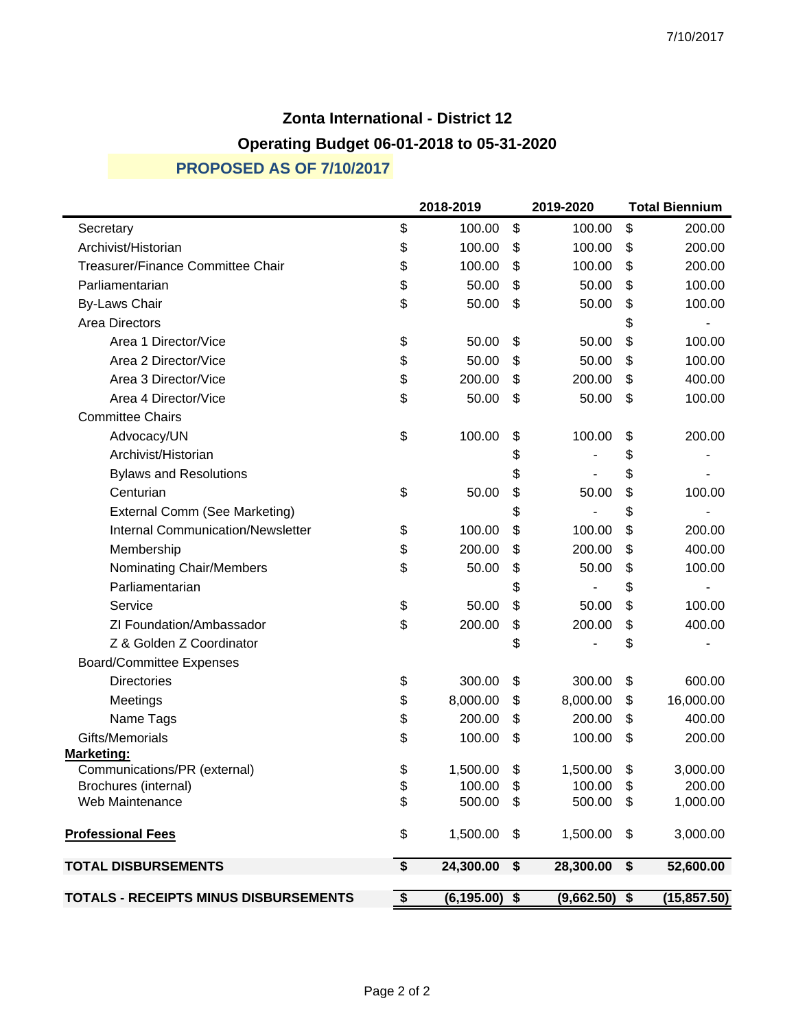7/10/2017

# Zonta International - District 12

## Operating Budget 06-01-2018 to 05-31-2020

**PROPOSED AS OF 7/10/2017**

| | 2018-2019 | 2019-2020 | Total Biennium |
|---|---|---|---|
| Secretary | $ 100.00 | $ 100.00 | $ 200.00 |
| Archivist/Historian | $ 100.00 | $ 100.00 | $ 200.00 |
| Treasurer/Finance Committee Chair | $ 100.00 | $ 100.00 | $ 200.00 |
| Parliamentarian | $ 50.00 | $ 50.00 | $ 100.00 |
| By-Laws Chair | $ 50.00 | $ 50.00 | $ 100.00 |
| Area Directors | | | $ - |
| Area 1 Director/Vice | $ 50.00 | $ 50.00 | $ 100.00 |
| Area 2 Director/Vice | $ 50.00 | $ 50.00 | $ 100.00 |
| Area 3 Director/Vice | $ 200.00 | $ 200.00 | $ 400.00 |
| Area 4 Director/Vice | $ 50.00 | $ 50.00 | $ 100.00 |
| Committee Chairs | | | |
| Advocacy/UN | $ 100.00 | $ 100.00 | $ 200.00 |
| Archivist/Historian | | $ - | $ - |
| Bylaws and Resolutions | | $ - | $ - |
| Centurian | $ 50.00 | $ 50.00 | $ 100.00 |
| External Comm (See Marketing) | | $ - | $ - |
| Internal Communication/Newsletter | $ 100.00 | $ 100.00 | $ 200.00 |
| Membership | $ 200.00 | $ 200.00 | $ 400.00 |
| Nominating Chair/Members | $ 50.00 | $ 50.00 | $ 100.00 |
| Parliamentarian | | $ - | $ - |
| Service | $ 50.00 | $ 50.00 | $ 100.00 |
| ZI Foundation/Ambassador | $ 200.00 | $ 200.00 | $ 400.00 |
| Z & Golden Z Coordinator | | $ - | $ - |
| Board/Committee Expenses | | | |
| Directories | $ 300.00 | $ 300.00 | $ 600.00 |
| Meetings | $ 8,000.00 | $ 8,000.00 | $ 16,000.00 |
| Name Tags | $ 200.00 | $ 200.00 | $ 400.00 |
| Gifts/Memorials | $ 100.00 | $ 100.00 | $ 200.00 |
| **Marketing:** | | | |
| Communications/PR (external) | $ 1,500.00 | $ 1,500.00 | $ 3,000.00 |
| Brochures (internal) | $ 100.00 | $ 100.00 | $ 200.00 |
| Web Maintenance | $ 500.00 | $ 500.00 | $ 1,000.00 |
| **Professional Fees** | $ 1,500.00 | $ 1,500.00 | $ 3,000.00 |
| **TOTAL DISBURSEMENTS** | **$ 24,300.00** | **$ 28,300.00** | **$ 52,600.00** |
| **TOTALS - RECEIPTS MINUS DISBURSEMENTS** | **$ (6,195.00)** | **$ (9,662.50)** | **$ (15,857.50)** |